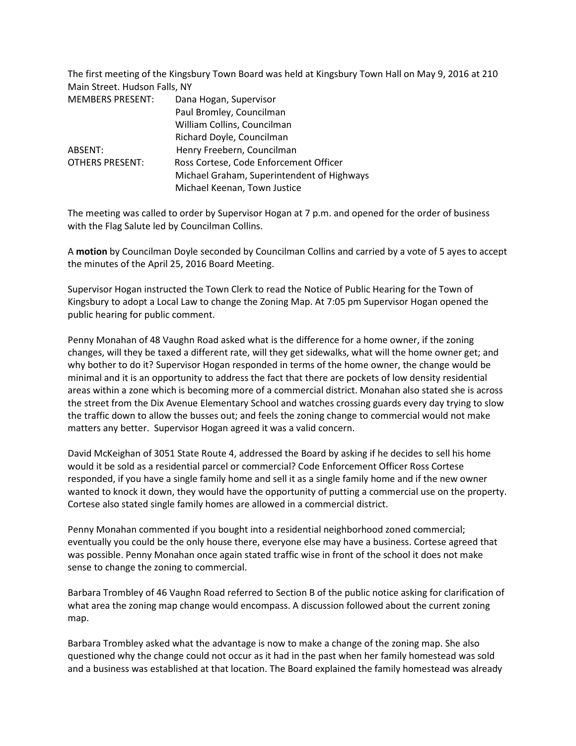The first meeting of the Kingsbury Town Board was held at Kingsbury Town Hall on May 9, 2016 at 210 Main Street. Hudson Falls, NY

| | |
|---|---|
| MEMBERS PRESENT: | Dana Hogan, Supervisor |
| | Paul Bromley, Councilman |
| | William Collins, Councilman |
| | Richard Doyle, Councilman |
| ABSENT: | Henry Freebern, Councilman |
| OTHERS PRESENT: | Ross Cortese, Code Enforcement Officer |
| | Michael Graham, Superintendent of Highways |
| | Michael Keenan, Town Justice |

The meeting was called to order by Supervisor Hogan at 7 p.m. and opened for the order of business with the Flag Salute led by Councilman Collins.

A **motion** by Councilman Doyle seconded by Councilman Collins and carried by a vote of 5 ayes to accept the minutes of the April 25, 2016 Board Meeting.

Supervisor Hogan instructed the Town Clerk to read the Notice of Public Hearing for the Town of Kingsbury to adopt a Local Law to change the Zoning Map. At 7:05 pm Supervisor Hogan opened the public hearing for public comment.

Penny Monahan of 48 Vaughn Road asked what is the difference for a home owner, if the zoning changes, will they be taxed a different rate, will they get sidewalks, what will the home owner get; and why bother to do it? Supervisor Hogan responded in terms of the home owner, the change would be minimal and it is an opportunity to address the fact that there are pockets of low density residential areas within a zone which is becoming more of a commercial district. Monahan also stated she is across the street from the Dix Avenue Elementary School and watches crossing guards every day trying to slow the traffic down to allow the busses out; and feels the zoning change to commercial would not make matters any better. Supervisor Hogan agreed it was a valid concern.

David McKeighan of 3051 State Route 4, addressed the Board by asking if he decides to sell his home would it be sold as a residential parcel or commercial? Code Enforcement Officer Ross Cortese responded, if you have a single family home and sell it as a single family home and if the new owner wanted to knock it down, they would have the opportunity of putting a commercial use on the property. Cortese also stated single family homes are allowed in a commercial district.

Penny Monahan commented if you bought into a residential neighborhood zoned commercial; eventually you could be the only house there, everyone else may have a business. Cortese agreed that was possible. Penny Monahan once again stated traffic wise in front of the school it does not make sense to change the zoning to commercial.

Barbara Trombley of 46 Vaughn Road referred to Section B of the public notice asking for clarification of what area the zoning map change would encompass. A discussion followed about the current zoning map.

Barbara Trombley asked what the advantage is now to make a change of the zoning map. She also questioned why the change could not occur as it had in the past when her family homestead was sold and a business was established at that location. The Board explained the family homestead was already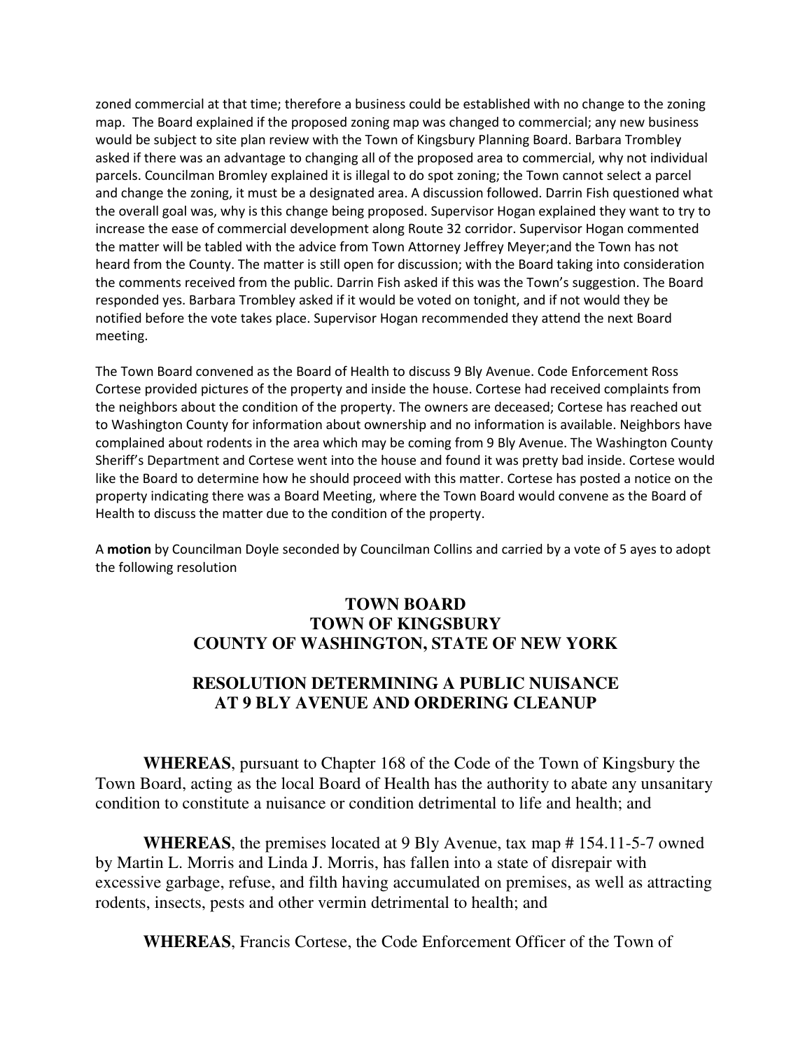zoned commercial at that time; therefore a business could be established with no change to the zoning map. The Board explained if the proposed zoning map was changed to commercial; any new business would be subject to site plan review with the Town of Kingsbury Planning Board. Barbara Trombley asked if there was an advantage to changing all of the proposed area to commercial, why not individual parcels. Councilman Bromley explained it is illegal to do spot zoning; the Town cannot select a parcel and change the zoning, it must be a designated area. A discussion followed. Darrin Fish questioned what the overall goal was, why is this change being proposed. Supervisor Hogan explained they want to try to increase the ease of commercial development along Route 32 corridor. Supervisor Hogan commented the matter will be tabled with the advice from Town Attorney Jeffrey Meyer;and the Town has not heard from the County. The matter is still open for discussion; with the Board taking into consideration the comments received from the public. Darrin Fish asked if this was the Town's suggestion. The Board responded yes. Barbara Trombley asked if it would be voted on tonight, and if not would they be notified before the vote takes place. Supervisor Hogan recommended they attend the next Board meeting.

The Town Board convened as the Board of Health to discuss 9 Bly Avenue. Code Enforcement Ross Cortese provided pictures of the property and inside the house. Cortese had received complaints from the neighbors about the condition of the property. The owners are deceased; Cortese has reached out to Washington County for information about ownership and no information is available. Neighbors have complained about rodents in the area which may be coming from 9 Bly Avenue. The Washington County Sheriff's Department and Cortese went into the house and found it was pretty bad inside. Cortese would like the Board to determine how he should proceed with this matter. Cortese has posted a notice on the property indicating there was a Board Meeting, where the Town Board would convene as the Board of Health to discuss the matter due to the condition of the property.

A **motion** by Councilman Doyle seconded by Councilman Collins and carried by a vote of 5 ayes to adopt the following resolution

**TOWN BOARD**
**TOWN OF KINGSBURY**
**COUNTY OF WASHINGTON, STATE OF NEW YORK**

**RESOLUTION DETERMINING A PUBLIC NUISANCE AT 9 BLY AVENUE AND ORDERING CLEANUP**

**WHEREAS**, pursuant to Chapter 168 of the Code of the Town of Kingsbury the Town Board, acting as the local Board of Health has the authority to abate any unsanitary condition to constitute a nuisance or condition detrimental to life and health; and

**WHEREAS**, the premises located at 9 Bly Avenue, tax map # 154.11-5-7 owned by Martin L. Morris and Linda J. Morris, has fallen into a state of disrepair with excessive garbage, refuse, and filth having accumulated on premises, as well as attracting rodents, insects, pests and other vermin detrimental to health; and

**WHEREAS**, Francis Cortese, the Code Enforcement Officer of the Town of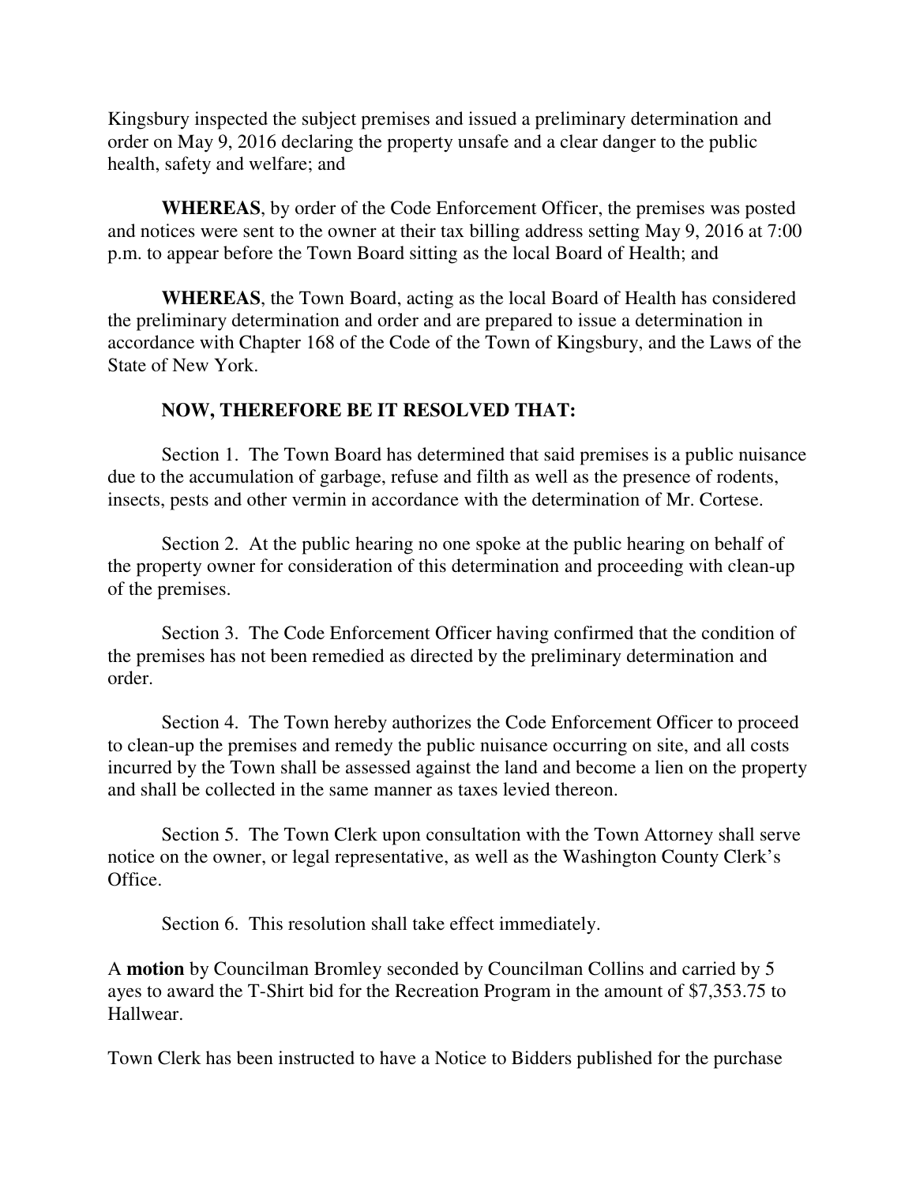Kingsbury inspected the subject premises and issued a preliminary determination and order on May 9, 2016 declaring the property unsafe and a clear danger to the public health, safety and welfare; and

**WHEREAS**, by order of the Code Enforcement Officer, the premises was posted and notices were sent to the owner at their tax billing address setting May 9, 2016 at 7:00 p.m. to appear before the Town Board sitting as the local Board of Health; and

**WHEREAS**, the Town Board, acting as the local Board of Health has considered the preliminary determination and order and are prepared to issue a determination in accordance with Chapter 168 of the Code of the Town of Kingsbury, and the Laws of the State of New York.

**NOW, THEREFORE BE IT RESOLVED THAT:**

Section 1. The Town Board has determined that said premises is a public nuisance due to the accumulation of garbage, refuse and filth as well as the presence of rodents, insects, pests and other vermin in accordance with the determination of Mr. Cortese.

Section 2. At the public hearing no one spoke at the public hearing on behalf of the property owner for consideration of this determination and proceeding with clean-up of the premises.

Section 3. The Code Enforcement Officer having confirmed that the condition of the premises has not been remedied as directed by the preliminary determination and order.

Section 4. The Town hereby authorizes the Code Enforcement Officer to proceed to clean-up the premises and remedy the public nuisance occurring on site, and all costs incurred by the Town shall be assessed against the land and become a lien on the property and shall be collected in the same manner as taxes levied thereon.

Section 5. The Town Clerk upon consultation with the Town Attorney shall serve notice on the owner, or legal representative, as well as the Washington County Clerk's Office.

Section 6. This resolution shall take effect immediately.

A **motion** by Councilman Bromley seconded by Councilman Collins and carried by 5 ayes to award the T-Shirt bid for the Recreation Program in the amount of $7,353.75 to Hallwear.

Town Clerk has been instructed to have a Notice to Bidders published for the purchase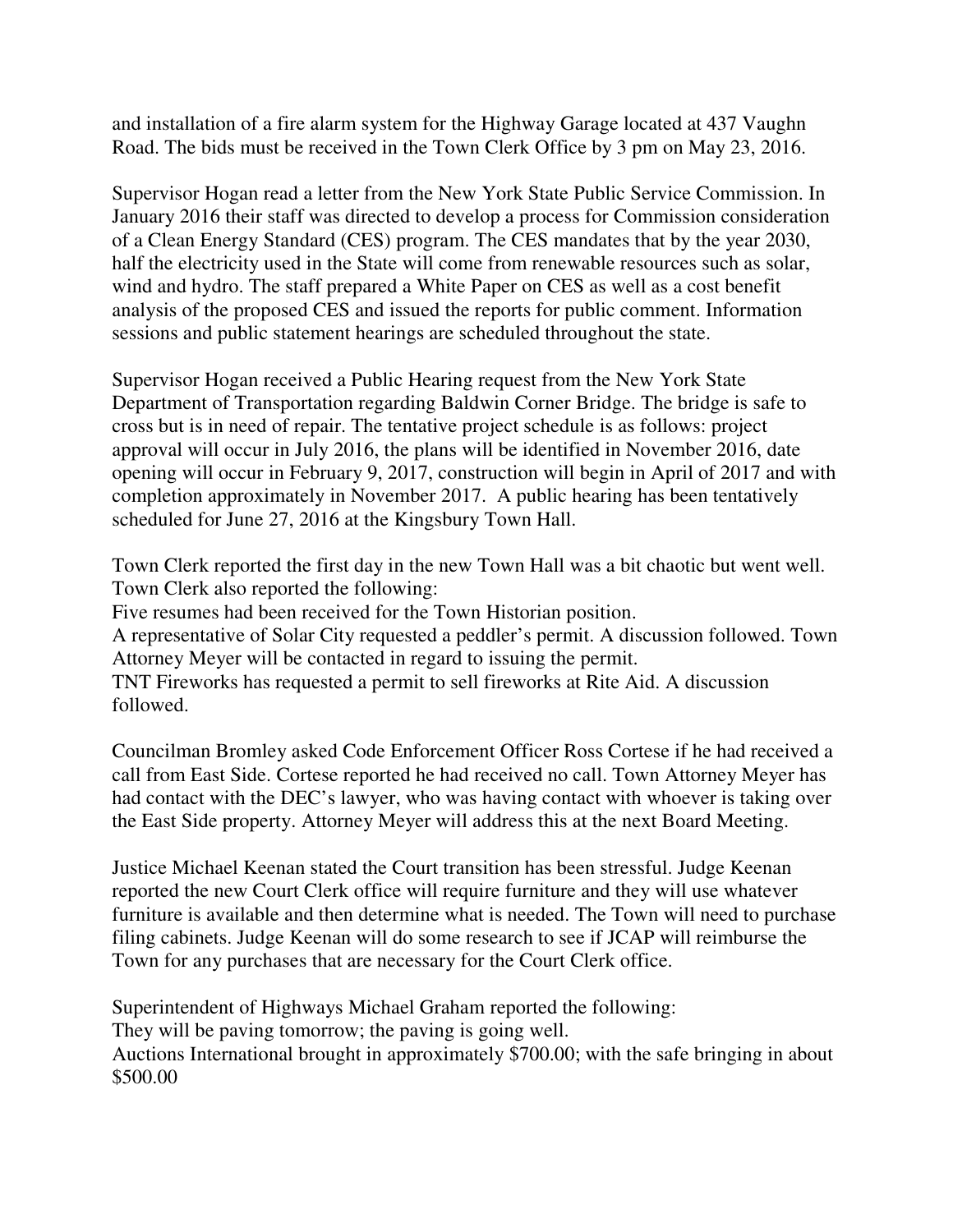and installation of a fire alarm system for the Highway Garage located at 437 Vaughn Road. The bids must be received in the Town Clerk Office by 3 pm on May 23, 2016.

Supervisor Hogan read a letter from the New York State Public Service Commission. In January 2016 their staff was directed to develop a process for Commission consideration of a Clean Energy Standard (CES) program. The CES mandates that by the year 2030, half the electricity used in the State will come from renewable resources such as solar, wind and hydro. The staff prepared a White Paper on CES as well as a cost benefit analysis of the proposed CES and issued the reports for public comment. Information sessions and public statement hearings are scheduled throughout the state.

Supervisor Hogan received a Public Hearing request from the New York State Department of Transportation regarding Baldwin Corner Bridge. The bridge is safe to cross but is in need of repair. The tentative project schedule is as follows: project approval will occur in July 2016, the plans will be identified in November 2016, date opening will occur in February 9, 2017, construction will begin in April of 2017 and with completion approximately in November 2017. A public hearing has been tentatively scheduled for June 27, 2016 at the Kingsbury Town Hall.

Town Clerk reported the first day in the new Town Hall was a bit chaotic but went well. Town Clerk also reported the following:
Five resumes had been received for the Town Historian position.
A representative of Solar City requested a peddler's permit. A discussion followed. Town Attorney Meyer will be contacted in regard to issuing the permit.
TNT Fireworks has requested a permit to sell fireworks at Rite Aid. A discussion followed.

Councilman Bromley asked Code Enforcement Officer Ross Cortese if he had received a call from East Side. Cortese reported he had received no call. Town Attorney Meyer has had contact with the DEC's lawyer, who was having contact with whoever is taking over the East Side property. Attorney Meyer will address this at the next Board Meeting.

Justice Michael Keenan stated the Court transition has been stressful. Judge Keenan reported the new Court Clerk office will require furniture and they will use whatever furniture is available and then determine what is needed. The Town will need to purchase filing cabinets. Judge Keenan will do some research to see if JCAP will reimburse the Town for any purchases that are necessary for the Court Clerk office.

Superintendent of Highways Michael Graham reported the following:
They will be paving tomorrow; the paving is going well.
Auctions International brought in approximately $700.00; with the safe bringing in about $500.00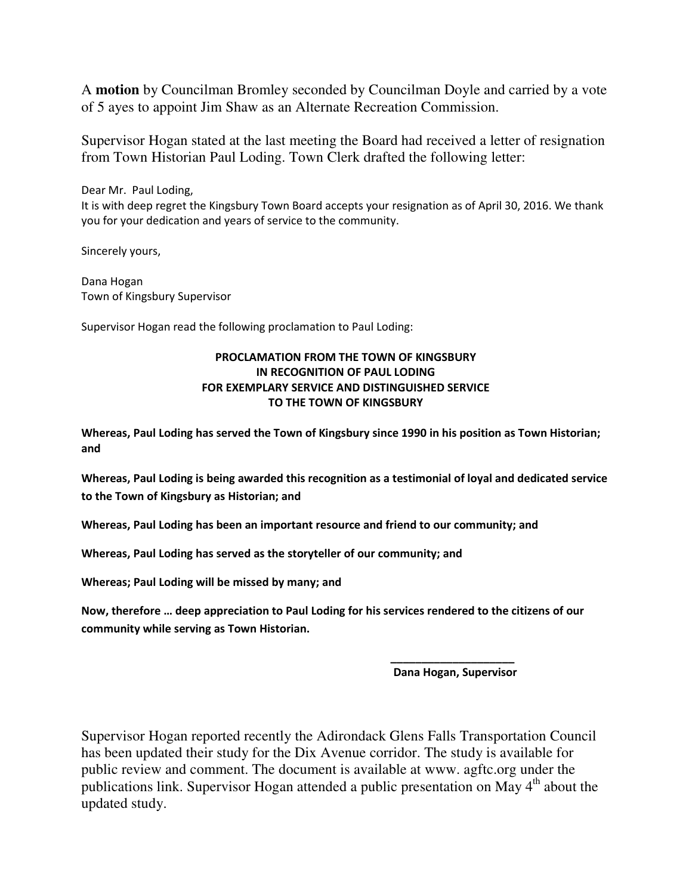A **motion** by Councilman Bromley seconded by Councilman Doyle and carried by a vote of 5 ayes to appoint Jim Shaw as an Alternate Recreation Commission.

Supervisor Hogan stated at the last meeting the Board had received a letter of resignation from Town Historian Paul Loding. Town Clerk drafted the following letter:

Dear Mr. Paul Loding,
It is with deep regret the Kingsbury Town Board accepts your resignation as of April 30, 2016. We thank you for your dedication and years of service to the community.

Sincerely yours,

Dana Hogan
Town of Kingsbury Supervisor

Supervisor Hogan read the following proclamation to Paul Loding:

**PROCLAMATION FROM THE TOWN OF KINGSBURY**
**IN RECOGNITION OF PAUL LODING**
**FOR EXEMPLARY SERVICE AND DISTINGUISHED SERVICE**
**TO THE TOWN OF KINGSBURY**

**Whereas, Paul Loding has served the Town of Kingsbury since 1990 in his position as Town Historian; and**

**Whereas, Paul Loding is being awarded this recognition as a testimonial of loyal and dedicated service to the Town of Kingsbury as Historian; and**

**Whereas, Paul Loding has been an important resource and friend to our community; and**

**Whereas, Paul Loding has served as the storyteller of our community; and**

**Whereas; Paul Loding will be missed by many; and**

**Now, therefore … deep appreciation to Paul Loding for his services rendered to the citizens of our community while serving as Town Historian.**

**____________________**
**Dana Hogan, Supervisor**

Supervisor Hogan reported recently the Adirondack Glens Falls Transportation Council has been updated their study for the Dix Avenue corridor. The study is available for public review and comment. The document is available at www. agftc.org under the publications link. Supervisor Hogan attended a public presentation on May 4th about the updated study.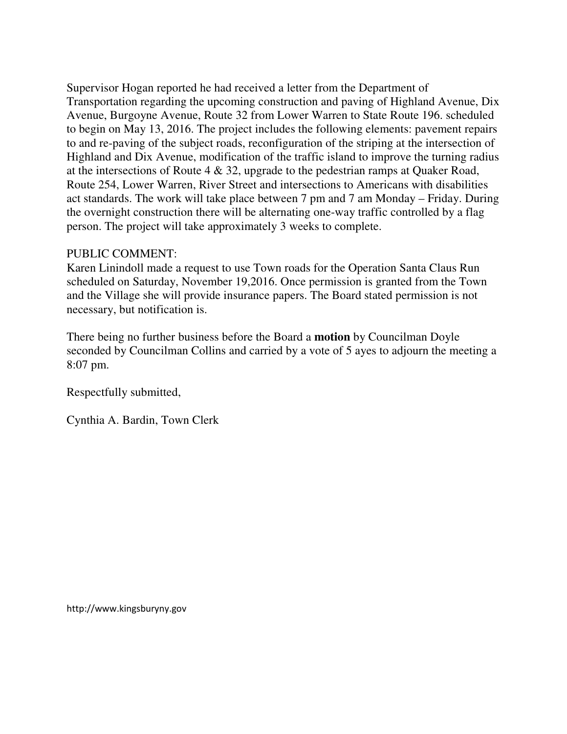Supervisor Hogan reported he had received a letter from the Department of Transportation regarding the upcoming construction and paving of Highland Avenue, Dix Avenue, Burgoyne Avenue, Route 32 from Lower Warren to State Route 196. scheduled to begin on May 13, 2016. The project includes the following elements: pavement repairs to and re-paving of the subject roads, reconfiguration of the striping at the intersection of Highland and Dix Avenue, modification of the traffic island to improve the turning radius at the intersections of Route 4 & 32, upgrade to the pedestrian ramps at Quaker Road, Route 254, Lower Warren, River Street and intersections to Americans with disabilities act standards. The work will take place between 7 pm and 7 am Monday – Friday. During the overnight construction there will be alternating one-way traffic controlled by a flag person. The project will take approximately 3 weeks to complete.

PUBLIC COMMENT:
Karen Linindoll made a request to use Town roads for the Operation Santa Claus Run scheduled on Saturday, November 19,2016. Once permission is granted from the Town and the Village she will provide insurance papers. The Board stated permission is not necessary, but notification is.

There being no further business before the Board a **motion** by Councilman Doyle seconded by Councilman Collins and carried by a vote of 5 ayes to adjourn the meeting a 8:07 pm.

Respectfully submitted,

Cynthia A. Bardin, Town Clerk

http://www.kingsburyny.gov